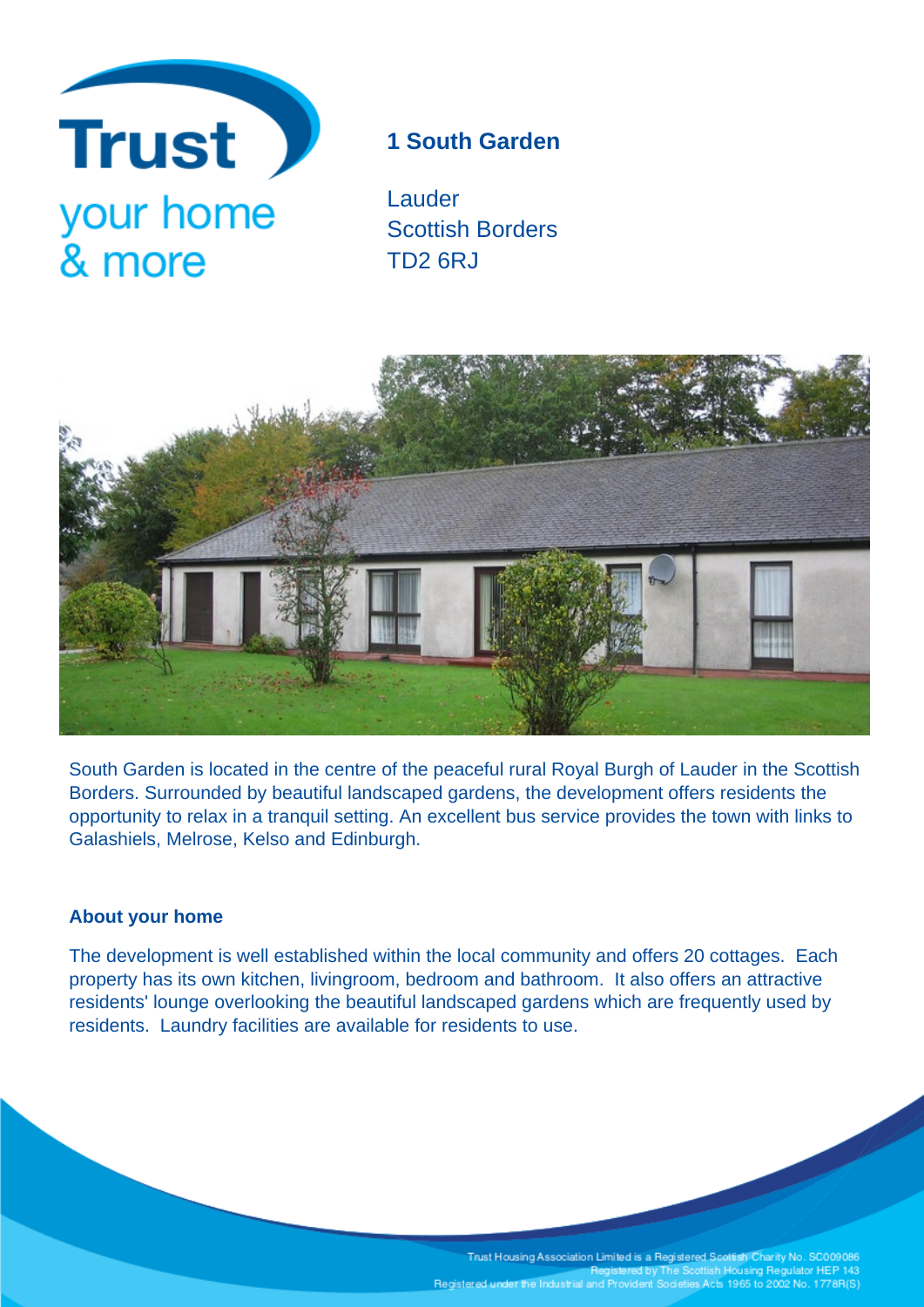Trust your home & more

# 1 South Garden

Lauder
Scottish Borders
TD2 6RJ

South Garden is located in the centre of the peaceful rural Royal Burgh of Lauder in the Scottish Borders. Surrounded by beautiful landscaped gardens, the development offers residents the opportunity to relax in a tranquil setting. An excellent bus service provides the town with links to Galashiels, Melrose, Kelso and Edinburgh.

## About your home

The development is well established within the local community and offers 20 cottages. Each property has its own kitchen, livingroom, bedroom and bathroom. It also offers an attractive residents' lounge overlooking the beautiful landscaped gardens which are frequently used by residents. Laundry facilities are available for residents to use.

Trust Housing Association Limited is a Registered Scottish Charity No. SC009086
Registered by The Scottish Housing Regulator HEP 143
Registered under the Industrial and Provident Societies Acts 1965 to 2002 No. 1778R(S)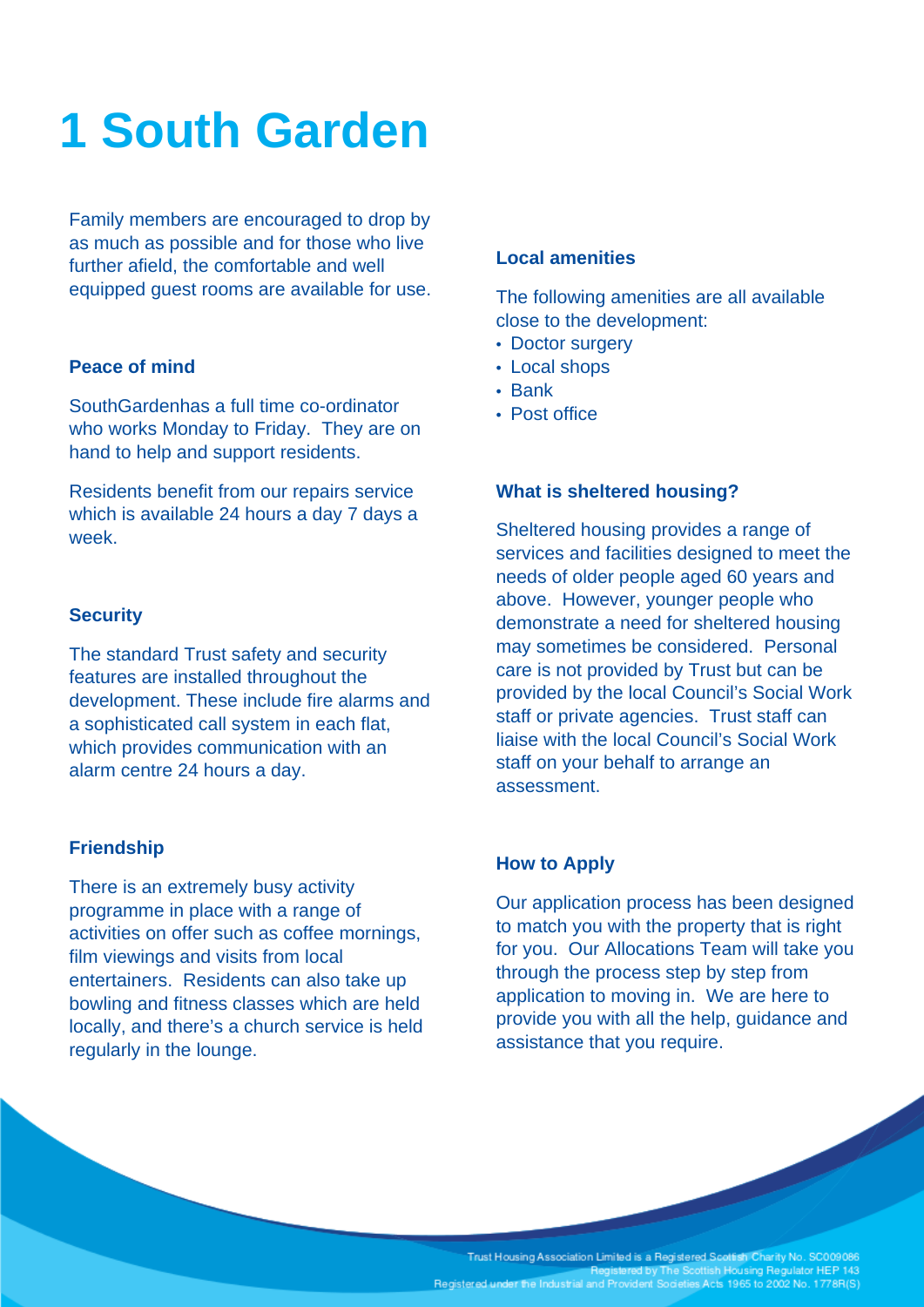# 1 South Garden

Family members are encouraged to drop by as much as possible and for those who live further afield, the comfortable and well equipped guest rooms are available for use.

### Peace of mind

SouthGardenhas a full time co-ordinator who works Monday to Friday. They are on hand to help and support residents.

Residents benefit from our repairs service which is available 24 hours a day 7 days a week.

### Security

The standard Trust safety and security features are installed throughout the development. These include fire alarms and a sophisticated call system in each flat, which provides communication with an alarm centre 24 hours a day.

### Friendship

There is an extremely busy activity programme in place with a range of activities on offer such as coffee mornings, film viewings and visits from local entertainers. Residents can also take up bowling and fitness classes which are held locally, and there's a church service is held regularly in the lounge.

### Local amenities

The following amenities are all available close to the development:

- Doctor surgery
- Local shops
- Bank
- Post office

### What is sheltered housing?

Sheltered housing provides a range of services and facilities designed to meet the needs of older people aged 60 years and above. However, younger people who demonstrate a need for sheltered housing may sometimes be considered. Personal care is not provided by Trust but can be provided by the local Council's Social Work staff or private agencies. Trust staff can liaise with the local Council's Social Work staff on your behalf to arrange an assessment.

### How to Apply

Our application process has been designed to match you with the property that is right for you. Our Allocations Team will take you through the process step by step from application to moving in. We are here to provide you with all the help, guidance and assistance that you require.

Trust Housing Association Limited is a Registered Scottish Charity No. SC009086
Registered by The Scottish Housing Regulator HEP 143
Registered under the Industrial and Provident Societies Acts 1965 to 2002 No. 1778R(S)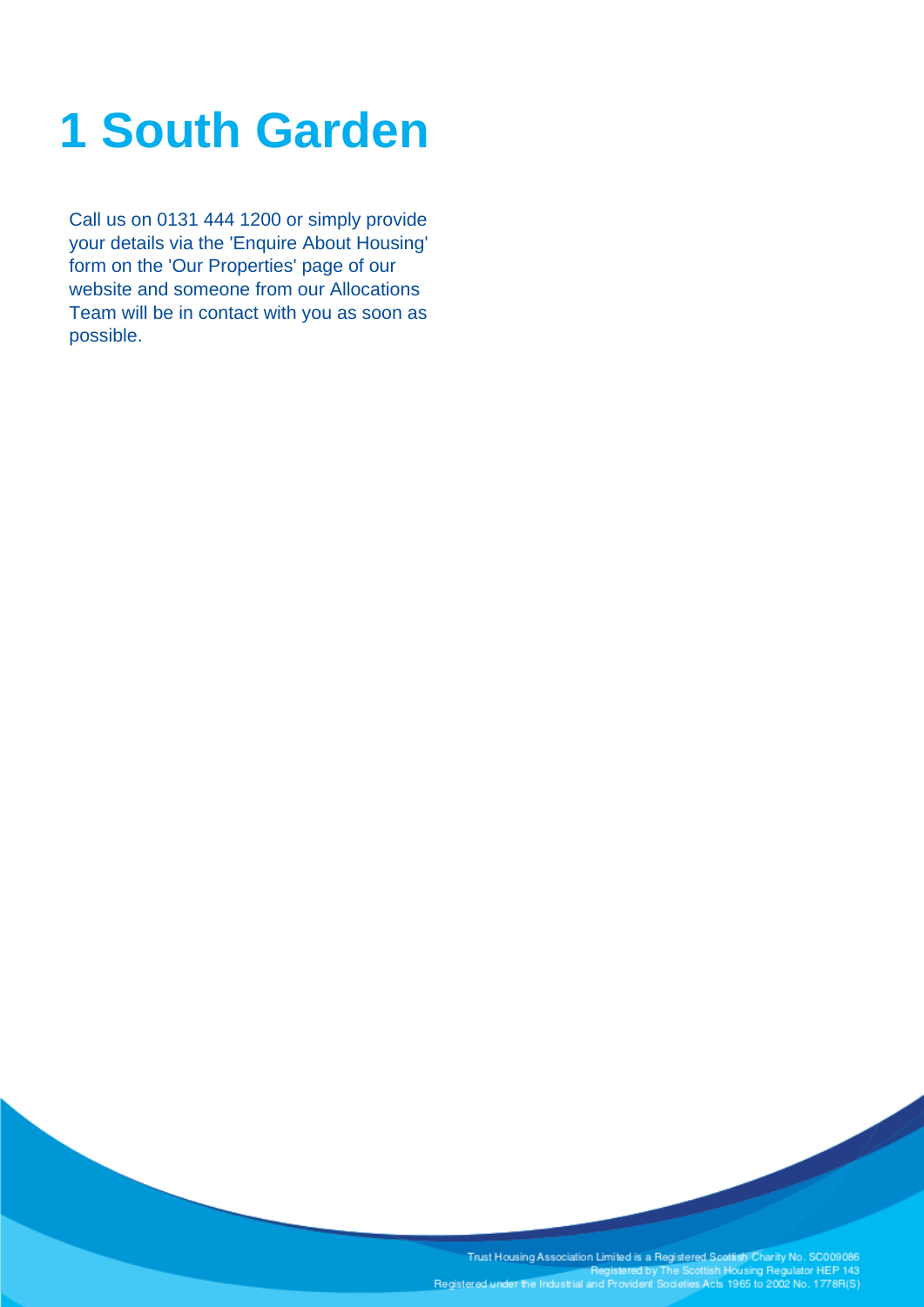# 1 South Garden

Call us on 0131 444 1200 or simply provide your details via the 'Enquire About Housing' form on the 'Our Properties' page of our website and someone from our Allocations Team will be in contact with you as soon as possible.

Trust Housing Association Limited is a Registered Scottish Charity No. SC009086
Registered by The Scottish Housing Regulator HEP 143
Registered under the Industrial and Provident Societies Acts 1965 to 2002 No. 1778R(S)